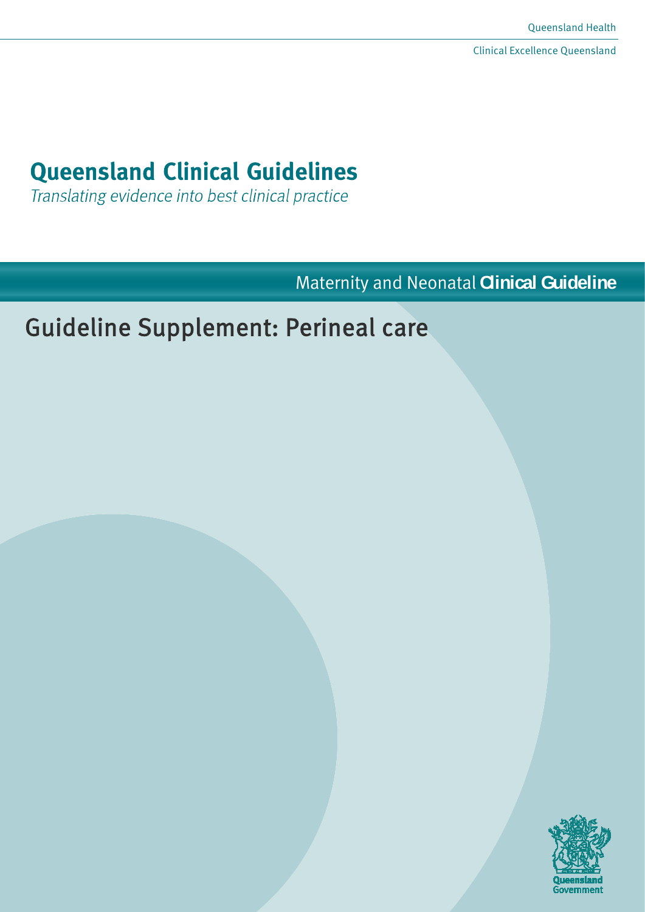Queensland Health

Clinical Excellence Queensland

# Queensland Clinical Guidelines

*Translating evidence into best clinical practice*

Maternity and Neonatal **Clinical Guideline**

## Guideline Supplement: Perineal care

Queensland Government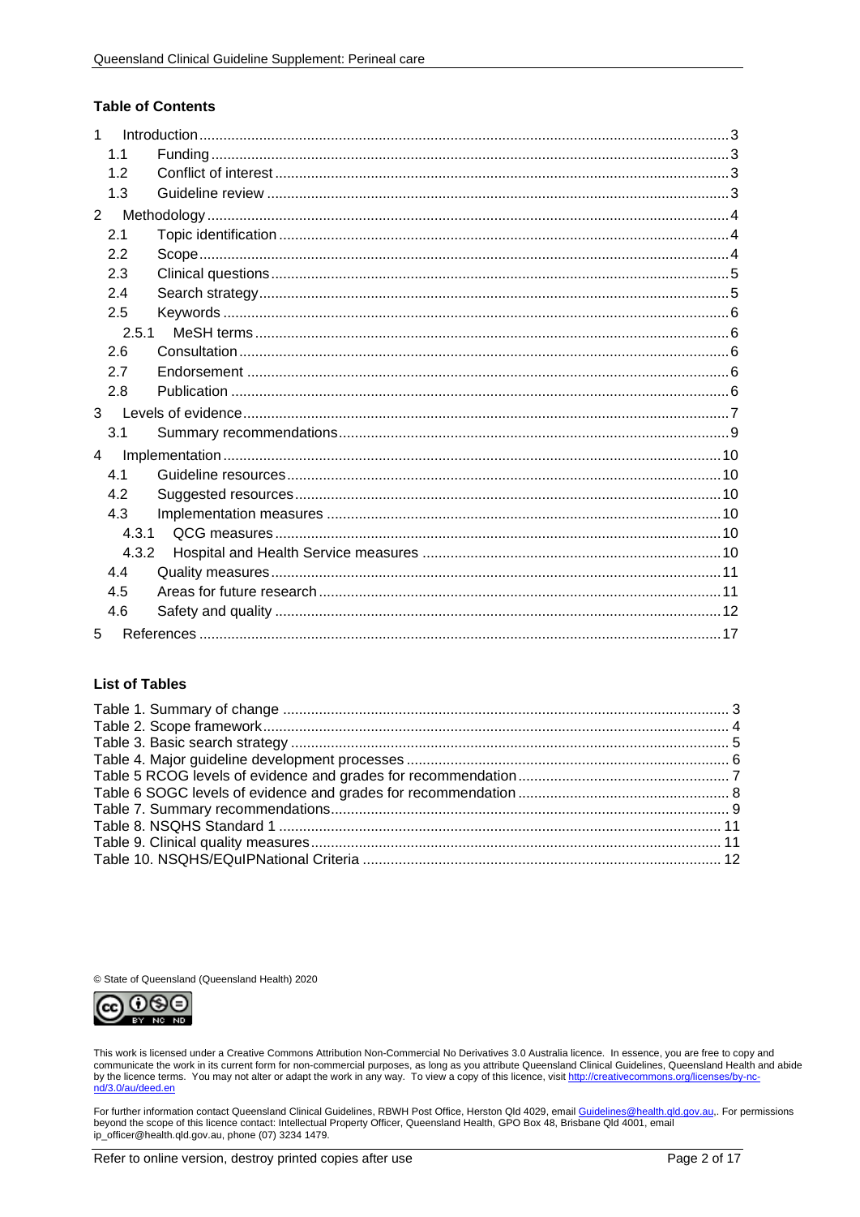**Table of Contents**

| | | |
|---|---|---|
| 1 | Introduction | 3 |
| 1.1 | Funding | 3 |
| 1.2 | Conflict of interest | 3 |
| 1.3 | Guideline review | 3 |
| 2 | Methodology | 4 |
| 2.1 | Topic identification | 4 |
| 2.2 | Scope | 4 |
| 2.3 | Clinical questions | 5 |
| 2.4 | Search strategy | 5 |
| 2.5 | Keywords | 6 |
| 2.5.1 | MeSH terms | 6 |
| 2.6 | Consultation | 6 |
| 2.7 | Endorsement | 6 |
| 2.8 | Publication | 6 |
| 3 | Levels of evidence | 7 |
| 3.1 | Summary recommendations | 9 |
| 4 | Implementation | 10 |
| 4.1 | Guideline resources | 10 |
| 4.2 | Suggested resources | 10 |
| 4.3 | Implementation measures | 10 |
| 4.3.1 | QCG measures | 10 |
| 4.3.2 | Hospital and Health Service measures | 10 |
| 4.4 | Quality measures | 11 |
| 4.5 | Areas for future research | 11 |
| 4.6 | Safety and quality | 12 |
| 5 | References | 17 |

**List of Tables**

| | |
|---|---|
| Table 1. Summary of change | 3 |
| Table 2. Scope framework | 4 |
| Table 3. Basic search strategy | 5 |
| Table 4. Major guideline development processes | 6 |
| Table 5 RCOG levels of evidence and grades for recommendation | 7 |
| Table 6 SOGC levels of evidence and grades for recommendation | 8 |
| Table 7. Summary recommendations | 9 |
| Table 8. NSQHS Standard 1 | 11 |
| Table 9. Clinical quality measures | 11 |
| Table 10. NSQHS/EQuIPNational Criteria | 12 |

© State of Queensland (Queensland Health) 2020

This work is licensed under a Creative Commons Attribution Non-Commercial No Derivatives 3.0 Australia licence. In essence, you are free to copy and communicate the work in its current form for non-commercial purposes, as long as you attribute Queensland Clinical Guidelines, Queensland Health and abide by the licence terms. You may not alter or adapt the work in any way. To view a copy of this licence, visit http://creativecommons.org/licenses/by-nc-nd/3.0/au/deed.en

For further information contact Queensland Clinical Guidelines, RBWH Post Office, Herston Qld 4029, email Guidelines@health.qld.gov.au,. For permissions beyond the scope of this licence contact: Intellectual Property Officer, Queensland Health, GPO Box 48, Brisbane Qld 4001, email ip_officer@health.qld.gov.au, phone (07) 3234 1479.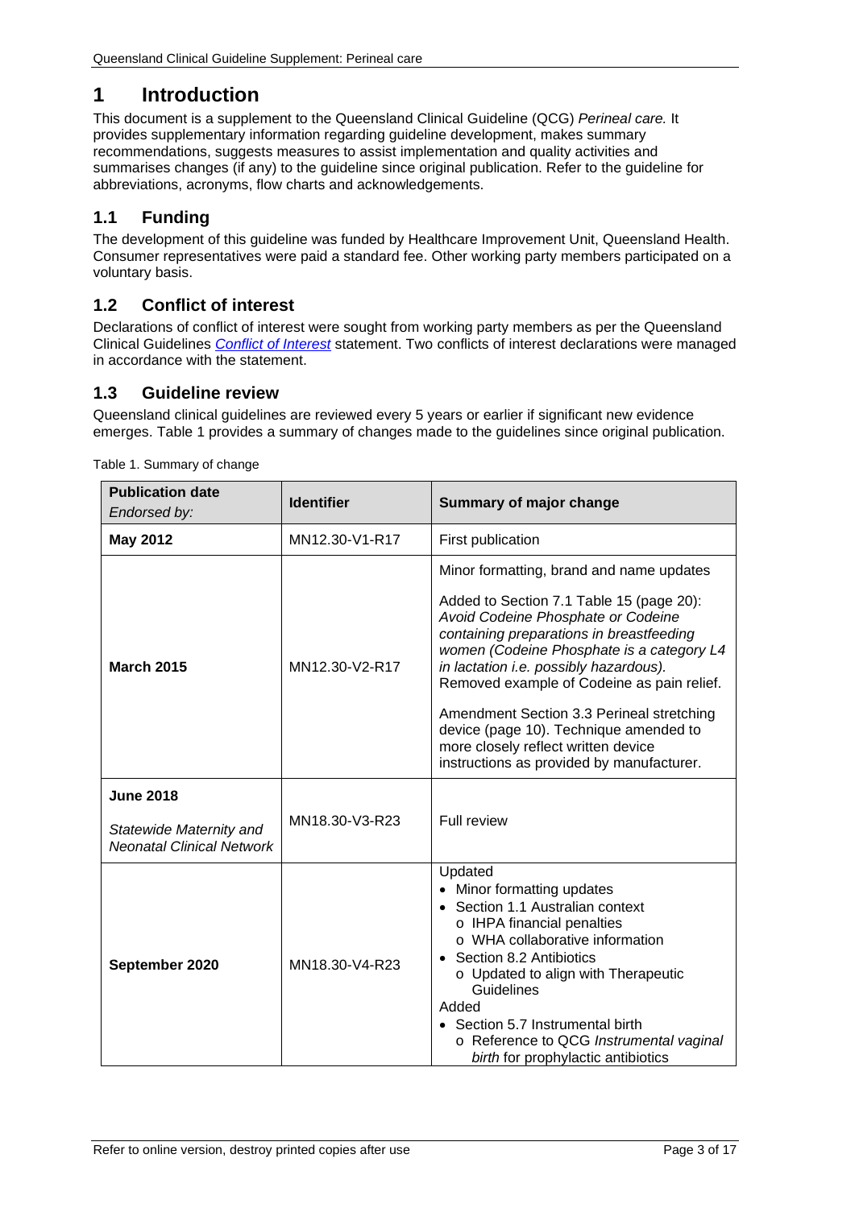# 1 Introduction

This document is a supplement to the Queensland Clinical Guideline (QCG) *Perineal care.* It provides supplementary information regarding guideline development, makes summary recommendations, suggests measures to assist implementation and quality activities and summarises changes (if any) to the guideline since original publication. Refer to the guideline for abbreviations, acronyms, flow charts and acknowledgements.

## 1.1 Funding

The development of this guideline was funded by Healthcare Improvement Unit, Queensland Health. Consumer representatives were paid a standard fee. Other working party members participated on a voluntary basis.

## 1.2 Conflict of interest

Declarations of conflict of interest were sought from working party members as per the Queensland Clinical Guidelines *Conflict of Interest* statement. Two conflicts of interest declarations were managed in accordance with the statement.

## 1.3 Guideline review

Queensland clinical guidelines are reviewed every 5 years or earlier if significant new evidence emerges. Table 1 provides a summary of changes made to the guidelines since original publication.

Table 1. Summary of change

| **Publication date** *Endorsed by:* | **Identifier** | **Summary of major change** |
|---|---|---|
| **May 2012** | MN12.30-V1-R17 | First publication |
| **March 2015** | MN12.30-V2-R17 | Minor formatting, brand and name updates<br><br>Added to Section 7.1 Table 15 (page 20): *Avoid Codeine Phosphate or Codeine containing preparations in breastfeeding women (Codeine Phosphate is a category L4 in lactation i.e. possibly hazardous).* Removed example of Codeine as pain relief.<br><br>Amendment Section 3.3 Perineal stretching device (page 10). Technique amended to more closely reflect written device instructions as provided by manufacturer. |
| **June 2018**<br><br>*Statewide Maternity and Neonatal Clinical Network* | MN18.30-V3-R23 | Full review |
| **September 2020** | MN18.30-V4-R23 | Updated<br>• Minor formatting updates<br>• Section 1.1 Australian context<br>  o IHPA financial penalties<br>  o WHA collaborative information<br>• Section 8.2 Antibiotics<br>  o Updated to align with Therapeutic Guidelines<br>Added<br>• Section 5.7 Instrumental birth<br>  o Reference to QCG *Instrumental vaginal birth* for prophylactic antibiotics |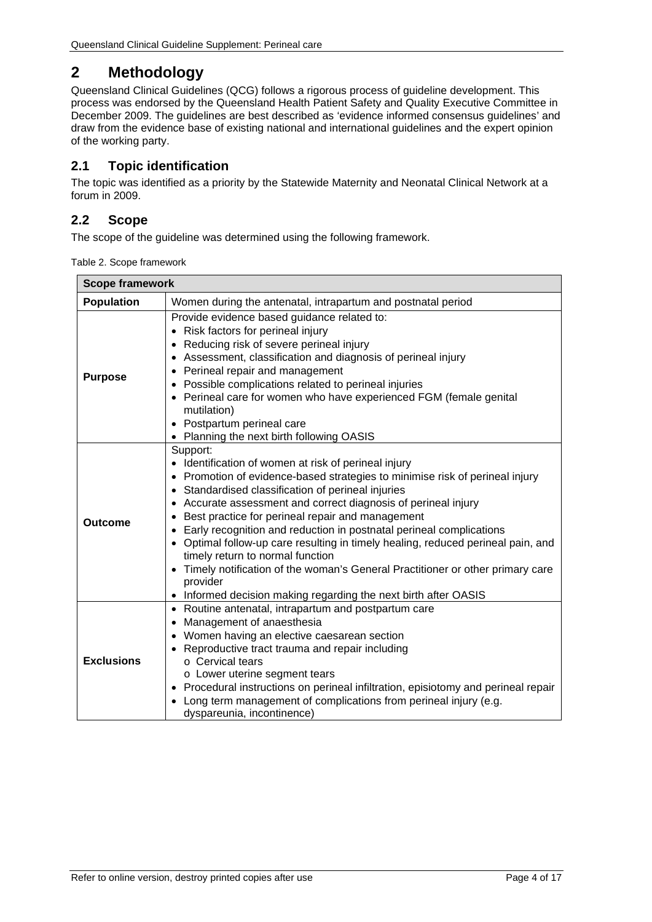# 2 Methodology

Queensland Clinical Guidelines (QCG) follows a rigorous process of guideline development. This process was endorsed by the Queensland Health Patient Safety and Quality Executive Committee in December 2009. The guidelines are best described as 'evidence informed consensus guidelines' and draw from the evidence base of existing national and international guidelines and the expert opinion of the working party.

## 2.1 Topic identification

The topic was identified as a priority by the Statewide Maternity and Neonatal Clinical Network at a forum in 2009.

## 2.2 Scope

The scope of the guideline was determined using the following framework.

Table 2. Scope framework

| Scope framework | |
|---|---|
| **Population** | Women during the antenatal, intrapartum and postnatal period |
| **Purpose** | Provide evidence based guidance related to:<br>• Risk factors for perineal injury<br>• Reducing risk of severe perineal injury<br>• Assessment, classification and diagnosis of perineal injury<br>• Perineal repair and management<br>• Possible complications related to perineal injuries<br>• Perineal care for women who have experienced FGM (female genital mutilation)<br>• Postpartum perineal care<br>• Planning the next birth following OASIS |
| **Outcome** | Support:<br>• Identification of women at risk of perineal injury<br>• Promotion of evidence-based strategies to minimise risk of perineal injury<br>• Standardised classification of perineal injuries<br>• Accurate assessment and correct diagnosis of perineal injury<br>• Best practice for perineal repair and management<br>• Early recognition and reduction in postnatal perineal complications<br>• Optimal follow-up care resulting in timely healing, reduced perineal pain, and timely return to normal function<br>• Timely notification of the woman's General Practitioner or other primary care provider<br>• Informed decision making regarding the next birth after OASIS |
| **Exclusions** | • Routine antenatal, intrapartum and postpartum care<br>• Management of anaesthesia<br>• Women having an elective caesarean section<br>• Reproductive tract trauma and repair including<br>  o Cervical tears<br>  o Lower uterine segment tears<br>• Procedural instructions on perineal infiltration, episiotomy and perineal repair<br>• Long term management of complications from perineal injury (e.g. dyspareunia, incontinence) |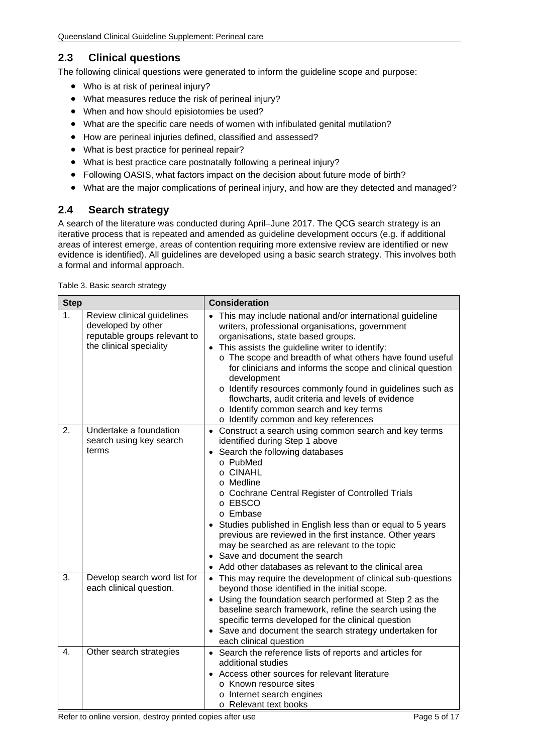## 2.3 Clinical questions

The following clinical questions were generated to inform the guideline scope and purpose:

- Who is at risk of perineal injury?
- What measures reduce the risk of perineal injury?
- When and how should episiotomies be used?
- What are the specific care needs of women with infibulated genital mutilation?
- How are perineal injuries defined, classified and assessed?
- What is best practice for perineal repair?
- What is best practice care postnatally following a perineal injury?
- Following OASIS, what factors impact on the decision about future mode of birth?
- What are the major complications of perineal injury, and how are they detected and managed?

## 2.4 Search strategy

A search of the literature was conducted during April–June 2017. The QCG search strategy is an iterative process that is repeated and amended as guideline development occurs (e.g. if additional areas of interest emerge, areas of contention requiring more extensive review are identified or new evidence is identified). All guidelines are developed using a basic search strategy. This involves both a formal and informal approach.

Table 3. Basic search strategy

| Step | | Consideration |
|---|---|---|
| 1. | Review clinical guidelines developed by other reputable groups relevant to the clinical speciality | • This may include national and/or international guideline writers, professional organisations, government organisations, state based groups.<br>• This assists the guideline writer to identify:<br>o The scope and breadth of what others have found useful for clinicians and informs the scope and clinical question development<br>o Identify resources commonly found in guidelines such as flowcharts, audit criteria and levels of evidence<br>o Identify common search and key terms<br>o Identify common and key references |
| 2. | Undertake a foundation search using key search terms | • Construct a search using common search and key terms identified during Step 1 above<br>• Search the following databases<br>o PubMed<br>o CINAHL<br>o Medline<br>o Cochrane Central Register of Controlled Trials<br>o EBSCO<br>o Embase<br>• Studies published in English less than or equal to 5 years previous are reviewed in the first instance. Other years may be searched as are relevant to the topic<br>• Save and document the search<br>• Add other databases as relevant to the clinical area |
| 3. | Develop search word list for each clinical question. | • This may require the development of clinical sub-questions beyond those identified in the initial scope.<br>• Using the foundation search performed at Step 2 as the baseline search framework, refine the search using the specific terms developed for the clinical question<br>• Save and document the search strategy undertaken for each clinical question |
| 4. | Other search strategies | • Search the reference lists of reports and articles for additional studies<br>• Access other sources for relevant literature<br>o Known resource sites<br>o Internet search engines<br>o Relevant text books |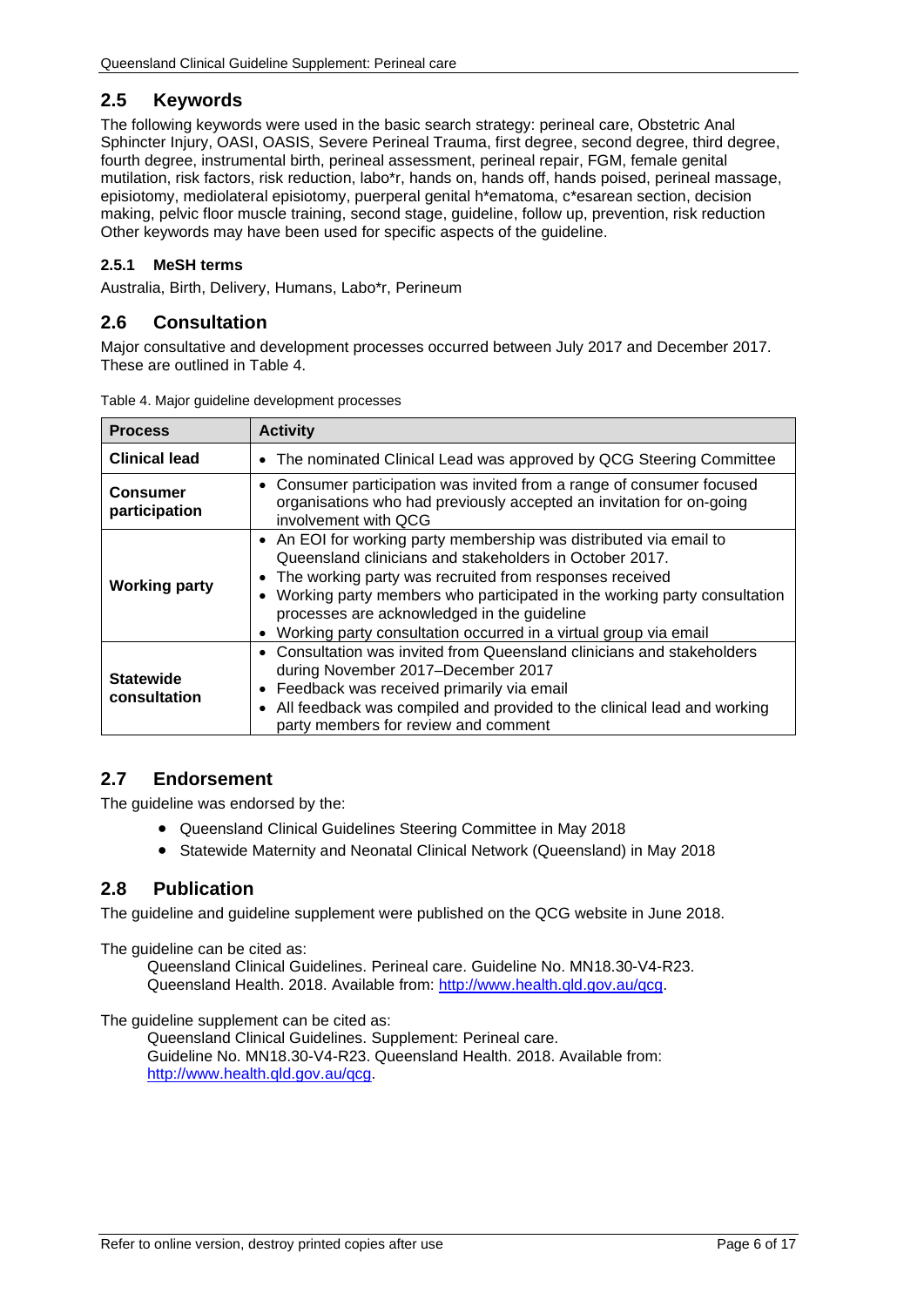## 2.5 Keywords

The following keywords were used in the basic search strategy: perineal care, Obstetric Anal Sphincter Injury, OASI, OASIS, Severe Perineal Trauma, first degree, second degree, third degree, fourth degree, instrumental birth, perineal assessment, perineal repair, FGM, female genital mutilation, risk factors, risk reduction, labo*r, hands on, hands off, hands poised, perineal massage, episiotomy, mediolateral episiotomy, puerperal genital h*ematoma, c*esarean section, decision making, pelvic floor muscle training, second stage, guideline, follow up, prevention, risk reduction Other keywords may have been used for specific aspects of the guideline.

### 2.5.1 MeSH terms

Australia, Birth, Delivery, Humans, Labo*r, Perineum

## 2.6 Consultation

Major consultative and development processes occurred between July 2017 and December 2017. These are outlined in Table 4.

Table 4. Major guideline development processes

| Process | Activity |
|---|---|
| **Clinical lead** | • The nominated Clinical Lead was approved by QCG Steering Committee |
| **Consumer participation** | • Consumer participation was invited from a range of consumer focused organisations who had previously accepted an invitation for on-going involvement with QCG |
| **Working party** | • An EOI for working party membership was distributed via email to Queensland clinicians and stakeholders in October 2017.<br>• The working party was recruited from responses received<br>• Working party members who participated in the working party consultation processes are acknowledged in the guideline<br>• Working party consultation occurred in a virtual group via email |
| **Statewide consultation** | • Consultation was invited from Queensland clinicians and stakeholders during November 2017–December 2017<br>• Feedback was received primarily via email<br>• All feedback was compiled and provided to the clinical lead and working party members for review and comment |

## 2.7 Endorsement

The guideline was endorsed by the:

- Queensland Clinical Guidelines Steering Committee in May 2018
- Statewide Maternity and Neonatal Clinical Network (Queensland) in May 2018

## 2.8 Publication

The guideline and guideline supplement were published on the QCG website in June 2018.

The guideline can be cited as:

Queensland Clinical Guidelines. Perineal care. Guideline No. MN18.30-V4-R23. Queensland Health. 2018. Available from: http://www.health.qld.gov.au/qcg.

The guideline supplement can be cited as:

Queensland Clinical Guidelines. Supplement: Perineal care. Guideline No. MN18.30-V4-R23. Queensland Health. 2018. Available from: http://www.health.qld.gov.au/qcg.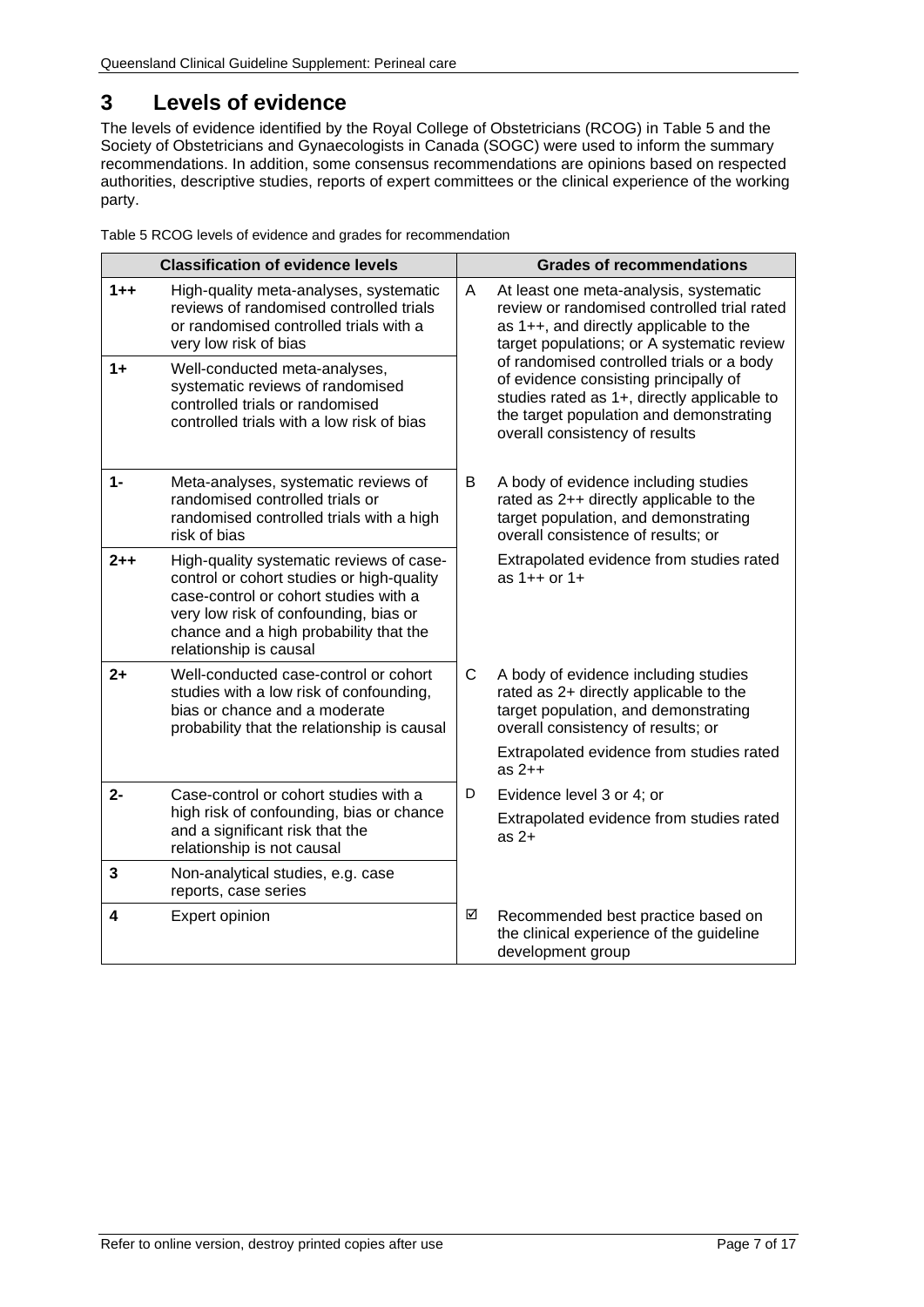# 3 Levels of evidence

The levels of evidence identified by the Royal College of Obstetricians (RCOG) in Table 5 and the Society of Obstetricians and Gynaecologists in Canada (SOGC) were used to inform the summary recommendations. In addition, some consensus recommendations are opinions based on respected authorities, descriptive studies, reports of expert committees or the clinical experience of the working party.

Table 5 RCOG levels of evidence and grades for recommendation

| Classification of evidence levels | | Grades of recommendations | |
|---|---|---|---|
| 1++ | High-quality meta-analyses, systematic reviews of randomised controlled trials or randomised controlled trials with a very low risk of bias | A | At least one meta-analysis, systematic review or randomised controlled trial rated as 1++, and directly applicable to the target populations; or A systematic review of randomised controlled trials or a body of evidence consisting principally of studies rated as 1+, directly applicable to the target population and demonstrating overall consistency of results |
| 1+ | Well-conducted meta-analyses, systematic reviews of randomised controlled trials or randomised controlled trials with a low risk of bias | | |
| 1- | Meta-analyses, systematic reviews of randomised controlled trials or randomised controlled trials with a high risk of bias | B | A body of evidence including studies rated as 2++ directly applicable to the target population, and demonstrating overall consistence of results; or Extrapolated evidence from studies rated as 1++ or 1+ |
| 2++ | High-quality systematic reviews of case-control or cohort studies or high-quality case-control or cohort studies with a very low risk of confounding, bias or chance and a high probability that the relationship is causal | | |
| 2+ | Well-conducted case-control or cohort studies with a low risk of confounding, bias or chance and a moderate probability that the relationship is causal | C | A body of evidence including studies rated as 2+ directly applicable to the target population, and demonstrating overall consistency of results; or Extrapolated evidence from studies rated as 2++ |
| 2- | Case-control or cohort studies with a high risk of confounding, bias or chance and a significant risk that the relationship is not causal | D | Evidence level 3 or 4; or Extrapolated evidence from studies rated as 2+ |
| 3 | Non-analytical studies, e.g. case reports, case series | | |
| 4 | Expert opinion | ☑ | Recommended best practice based on the clinical experience of the guideline development group |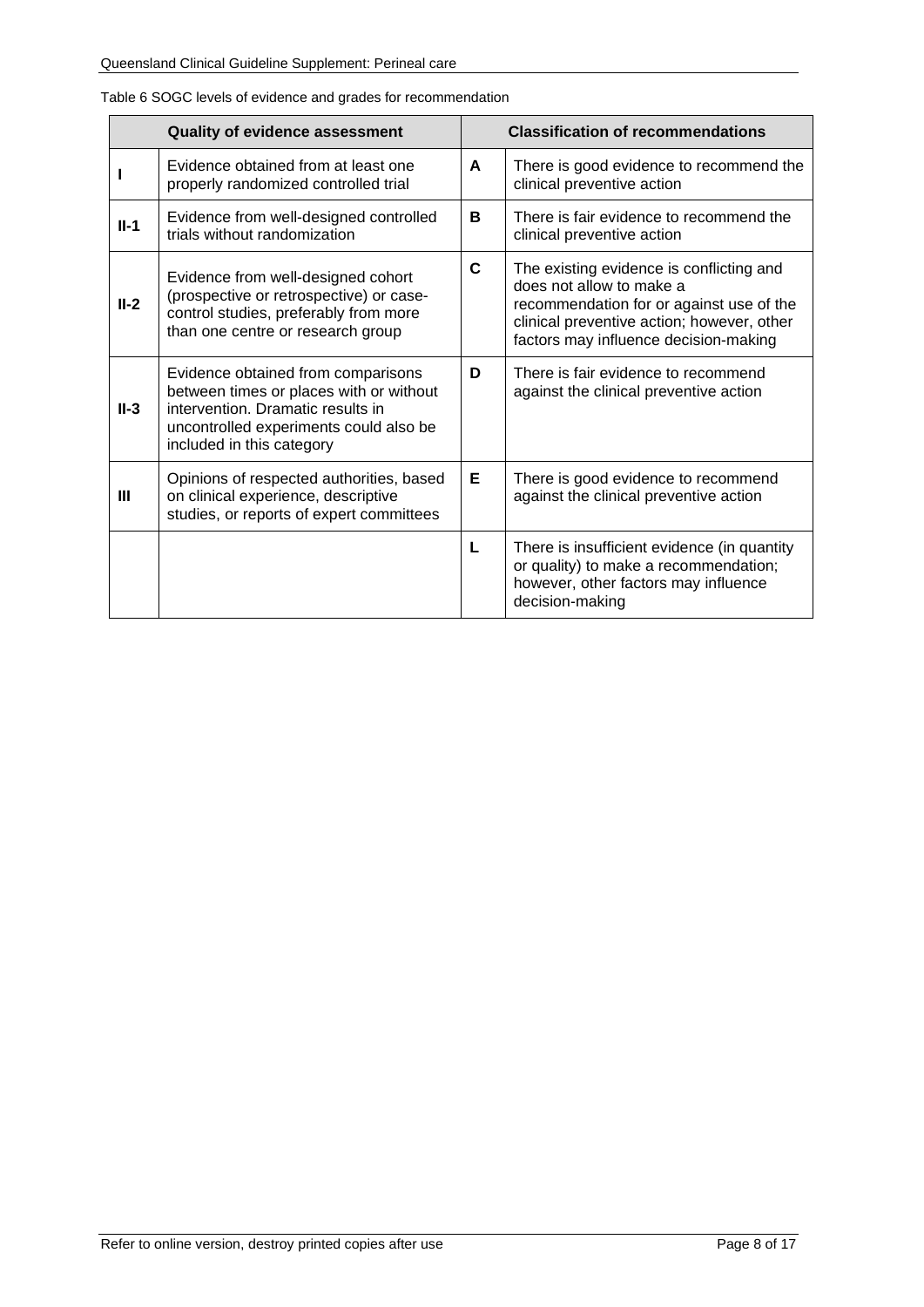Table 6 SOGC levels of evidence and grades for recommendation

| Quality of evidence assessment | | Classification of recommendations | |
|---|---|---|---|
| **I** | Evidence obtained from at least one properly randomized controlled trial | **A** | There is good evidence to recommend the clinical preventive action |
| **II-1** | Evidence from well-designed controlled trials without randomization | **B** | There is fair evidence to recommend the clinical preventive action |
| **II-2** | Evidence from well-designed cohort (prospective or retrospective) or case-control studies, preferably from more than one centre or research group | **C** | The existing evidence is conflicting and does not allow to make a recommendation for or against use of the clinical preventive action; however, other factors may influence decision-making |
| **II-3** | Evidence obtained from comparisons between times or places with or without intervention. Dramatic results in uncontrolled experiments could also be included in this category | **D** | There is fair evidence to recommend against the clinical preventive action |
| **III** | Opinions of respected authorities, based on clinical experience, descriptive studies, or reports of expert committees | **E** | There is good evidence to recommend against the clinical preventive action |
| | | **L** | There is insufficient evidence (in quantity or quality) to make a recommendation; however, other factors may influence decision-making |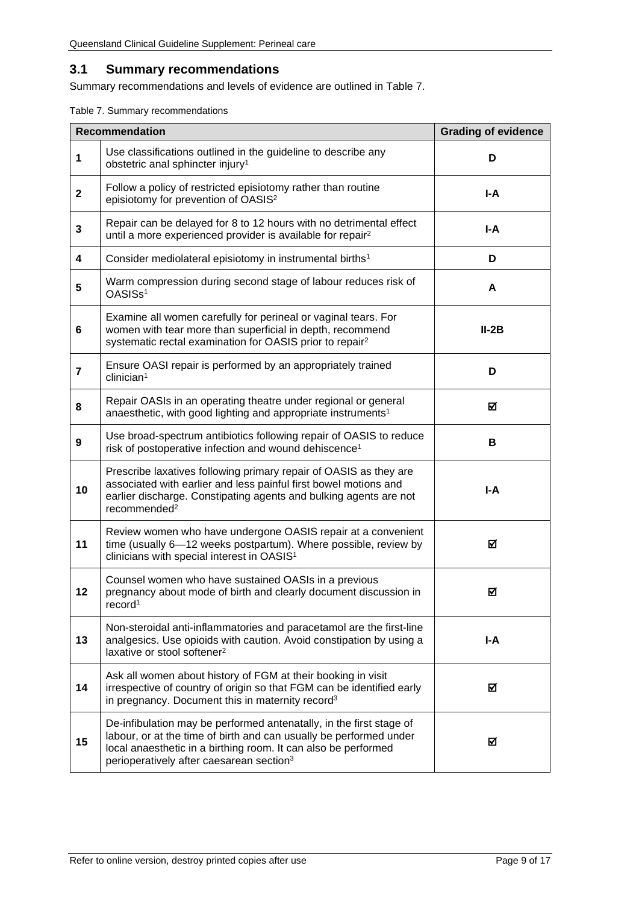## 3.1 Summary recommendations

Summary recommendations and levels of evidence are outlined in Table 7.

Table 7. Summary recommendations

| | Recommendation | Grading of evidence |
|---|---|---|
| 1 | Use classifications outlined in the guideline to describe any obstetric anal sphincter injury[1] | D |
| 2 | Follow a policy of restricted episiotomy rather than routine episiotomy for prevention of OASIS[2] | I-A |
| 3 | Repair can be delayed for 8 to 12 hours with no detrimental effect until a more experienced provider is available for repair[2] | I-A |
| 4 | Consider mediolateral episiotomy in instrumental births[1] | D |
| 5 | Warm compression during second stage of labour reduces risk of OASISs[1] | A |
| 6 | Examine all women carefully for perineal or vaginal tears. For women with tear more than superficial in depth, recommend systematic rectal examination for OASIS prior to repair[2] | II-2B |
| 7 | Ensure OASI repair is performed by an appropriately trained clinician[1] | D |
| 8 | Repair OASIs in an operating theatre under regional or general anaesthetic, with good lighting and appropriate instruments[1] | ☑ |
| 9 | Use broad-spectrum antibiotics following repair of OASIS to reduce risk of postoperative infection and wound dehiscence[1] | B |
| 10 | Prescribe laxatives following primary repair of OASIS as they are associated with earlier and less painful first bowel motions and earlier discharge. Constipating agents and bulking agents are not recommended[2] | I-A |
| 11 | Review women who have undergone OASIS repair at a convenient time (usually 6—12 weeks postpartum). Where possible, review by clinicians with special interest in OASIS[1] | ☑ |
| 12 | Counsel women who have sustained OASIs in a previous pregnancy about mode of birth and clearly document discussion in record[1] | ☑ |
| 13 | Non-steroidal anti-inflammatories and paracetamol are the first-line analgesics. Use opioids with caution. Avoid constipation by using a laxative or stool softener[2] | I-A |
| 14 | Ask all women about history of FGM at their booking in visit irrespective of country of origin so that FGM can be identified early in pregnancy. Document this in maternity record[3] | ☑ |
| 15 | De-infibulation may be performed antenatally, in the first stage of labour, or at the time of birth and can usually be performed under local anaesthetic in a birthing room. It can also be performed perioperatively after caesarean section[3] | ☑ |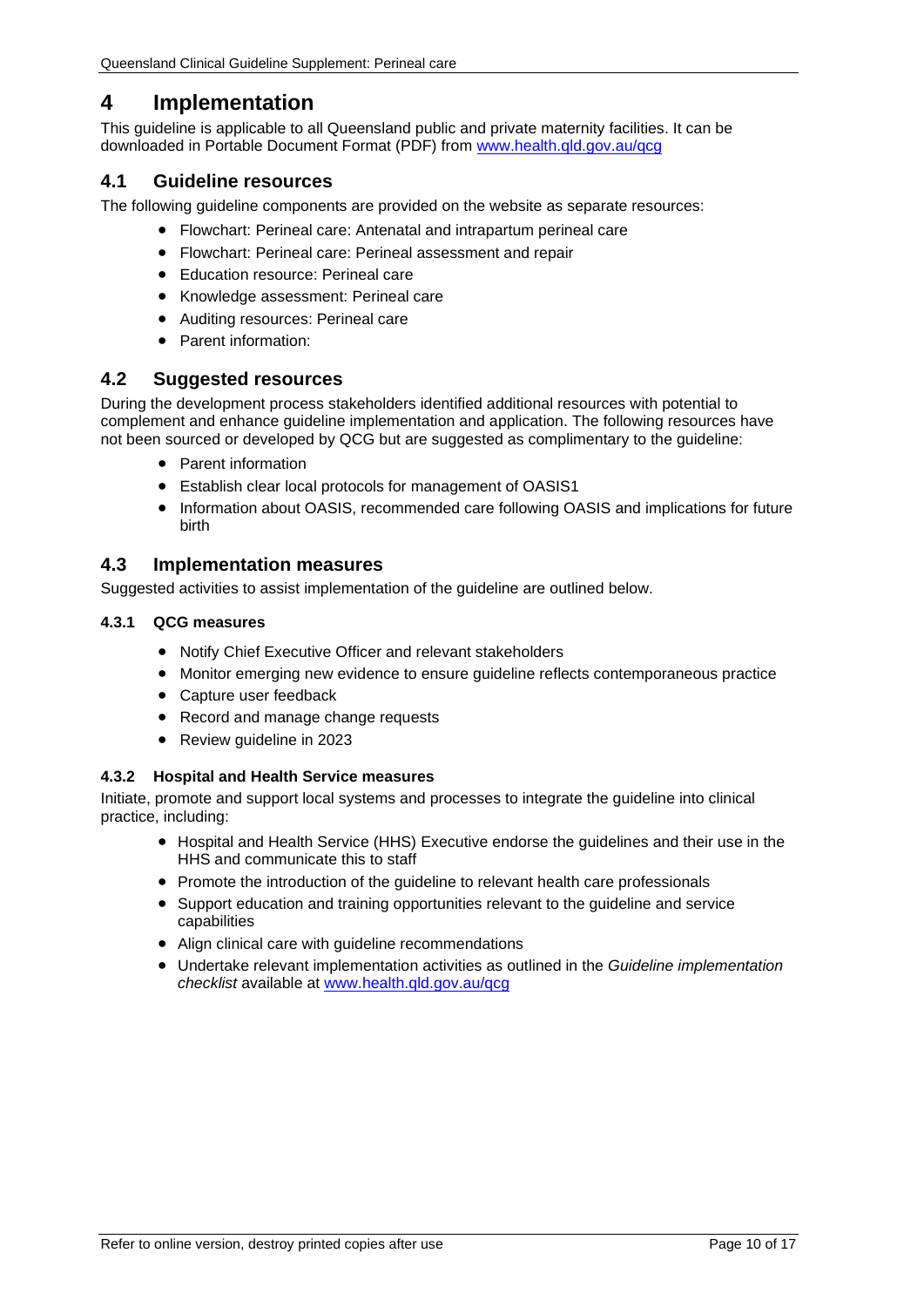# 4 Implementation

This guideline is applicable to all Queensland public and private maternity facilities. It can be downloaded in Portable Document Format (PDF) from [www.health.qld.gov.au/qcg](http://www.health.qld.gov.au/qcg)

## 4.1 Guideline resources

The following guideline components are provided on the website as separate resources:

- Flowchart: Perineal care: Antenatal and intrapartum perineal care
- Flowchart: Perineal care: Perineal assessment and repair
- Education resource: Perineal care
- Knowledge assessment: Perineal care
- Auditing resources: Perineal care
- Parent information:

## 4.2 Suggested resources

During the development process stakeholders identified additional resources with potential to complement and enhance guideline implementation and application. The following resources have not been sourced or developed by QCG but are suggested as complimentary to the guideline:

- Parent information
- Establish clear local protocols for management of OASIS1
- Information about OASIS, recommended care following OASIS and implications for future birth

## 4.3 Implementation measures

Suggested activities to assist implementation of the guideline are outlined below.

### 4.3.1 QCG measures

- Notify Chief Executive Officer and relevant stakeholders
- Monitor emerging new evidence to ensure guideline reflects contemporaneous practice
- Capture user feedback
- Record and manage change requests
- Review guideline in 2023

### 4.3.2 Hospital and Health Service measures

Initiate, promote and support local systems and processes to integrate the guideline into clinical practice, including:

- Hospital and Health Service (HHS) Executive endorse the guidelines and their use in the HHS and communicate this to staff
- Promote the introduction of the guideline to relevant health care professionals
- Support education and training opportunities relevant to the guideline and service capabilities
- Align clinical care with guideline recommendations
- Undertake relevant implementation activities as outlined in the *Guideline implementation checklist* available at [www.health.qld.gov.au/qcg](http://www.health.qld.gov.au/qcg)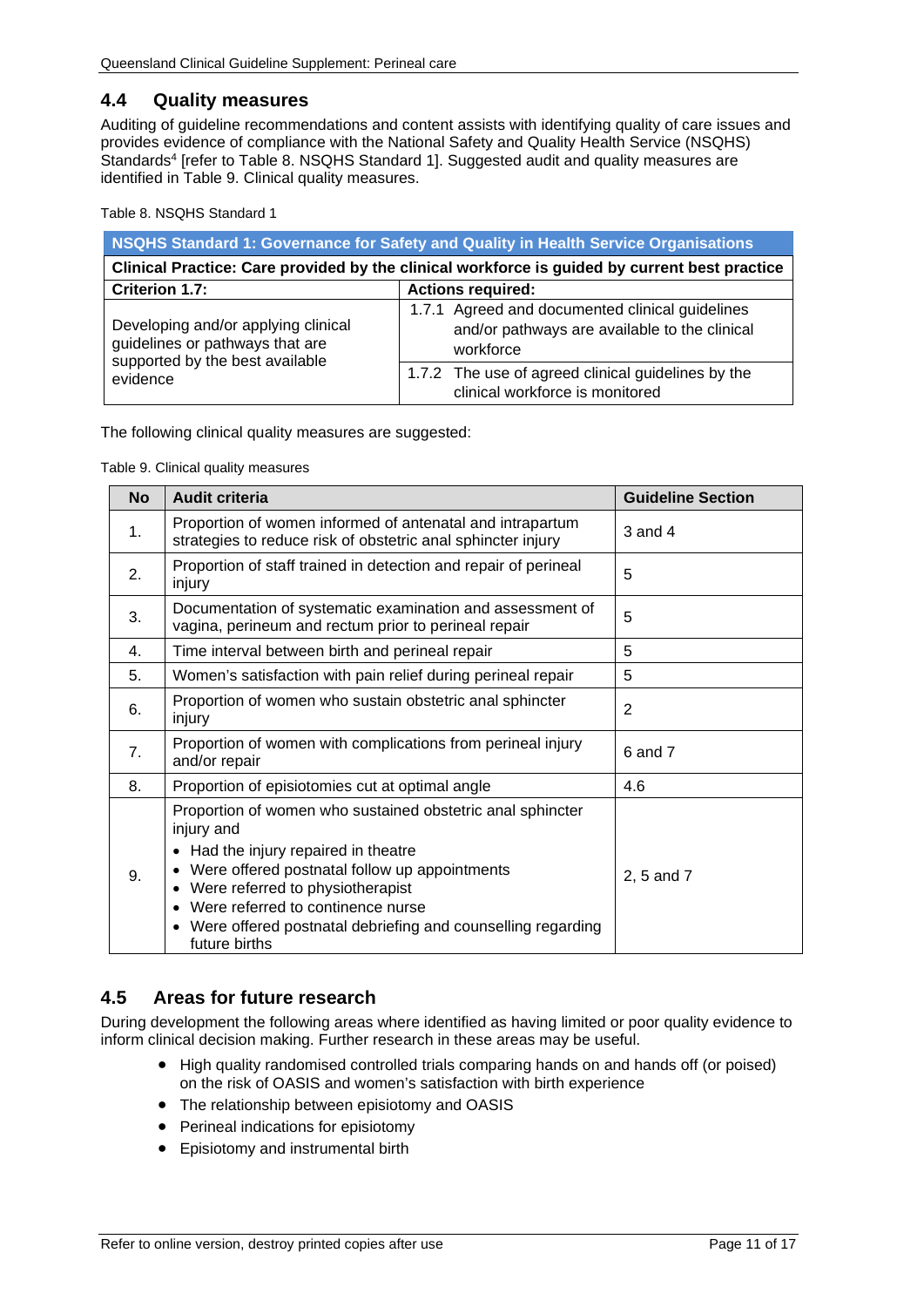## 4.4 Quality measures

Auditing of guideline recommendations and content assists with identifying quality of care issues and provides evidence of compliance with the National Safety and Quality Health Service (NSQHS) Standards[4] [refer to Table 8. NSQHS Standard 1]. Suggested audit and quality measures are identified in Table 9. Clinical quality measures.

Table 8. NSQHS Standard 1

| NSQHS Standard 1: Governance for Safety and Quality in Health Service Organisations | |
|---|---|
| **Clinical Practice: Care provided by the clinical workforce is guided by current best practice** | |
| **Criterion 1.7:** | **Actions required:** |
| Developing and/or applying clinical guidelines or pathways that are supported by the best available evidence | 1.7.1 Agreed and documented clinical guidelines and/or pathways are available to the clinical workforce |
| | 1.7.2 The use of agreed clinical guidelines by the clinical workforce is monitored |

The following clinical quality measures are suggested:

Table 9. Clinical quality measures

| No | Audit criteria | Guideline Section |
|---|---|---|
| 1. | Proportion of women informed of antenatal and intrapartum strategies to reduce risk of obstetric anal sphincter injury | 3 and 4 |
| 2. | Proportion of staff trained in detection and repair of perineal injury | 5 |
| 3. | Documentation of systematic examination and assessment of vagina, perineum and rectum prior to perineal repair | 5 |
| 4. | Time interval between birth and perineal repair | 5 |
| 5. | Women's satisfaction with pain relief during perineal repair | 5 |
| 6. | Proportion of women who sustain obstetric anal sphincter injury | 2 |
| 7. | Proportion of women with complications from perineal injury and/or repair | 6 and 7 |
| 8. | Proportion of episiotomies cut at optimal angle | 4.6 |
| 9. | Proportion of women who sustained obstetric anal sphincter injury and<br>• Had the injury repaired in theatre<br>• Were offered postnatal follow up appointments<br>• Were referred to physiotherapist<br>• Were referred to continence nurse<br>• Were offered postnatal debriefing and counselling regarding future births | 2, 5 and 7 |

## 4.5 Areas for future research

During development the following areas where identified as having limited or poor quality evidence to inform clinical decision making. Further research in these areas may be useful.

- High quality randomised controlled trials comparing hands on and hands off (or poised) on the risk of OASIS and women's satisfaction with birth experience
- The relationship between episiotomy and OASIS
- Perineal indications for episiotomy
- Episiotomy and instrumental birth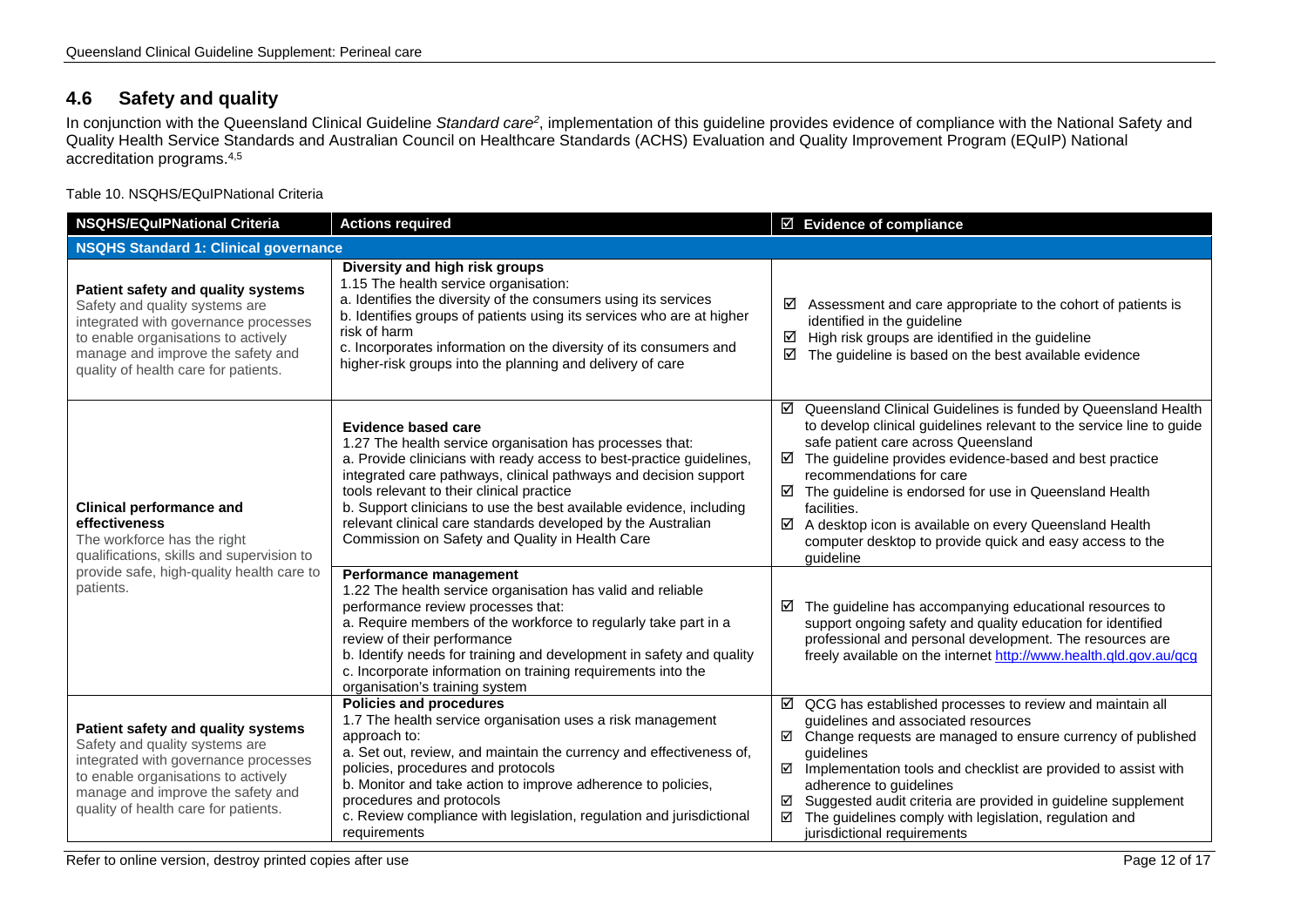## 4.6 Safety and quality

In conjunction with the Queensland Clinical Guideline *Standard care*[2], implementation of this guideline provides evidence of compliance with the National Safety and Quality Health Service Standards and Australian Council on Healthcare Standards (ACHS) Evaluation and Quality Improvement Program (EQuIP) National accreditation programs.[4,5]

Table 10. NSQHS/EQuIPNational Criteria

| NSQHS/EQuIPNational Criteria | Actions required | ☑ Evidence of compliance |
|---|---|---|
| **NSQHS Standard 1: Clinical governance** | | |
| **Patient safety and quality systems** Safety and quality systems are integrated with governance processes to enable organisations to actively manage and improve the safety and quality of health care for patients. | **Diversity and high risk groups** 1.15 The health service organisation: a. Identifies the diversity of the consumers using its services b. Identifies groups of patients using its services who are at higher risk of harm c. Incorporates information on the diversity of its consumers and higher-risk groups into the planning and delivery of care | ☑ Assessment and care appropriate to the cohort of patients is identified in the guideline ☑ High risk groups are identified in the guideline ☑ The guideline is based on the best available evidence |
| **Clinical performance and effectiveness** The workforce has the right qualifications, skills and supervision to provide safe, high-quality health care to patients. | **Evidence based care** 1.27 The health service organisation has processes that: a. Provide clinicians with ready access to best-practice guidelines, integrated care pathways, clinical pathways and decision support tools relevant to their clinical practice b. Support clinicians to use the best available evidence, including relevant clinical care standards developed by the Australian Commission on Safety and Quality in Health Care | ☑ Queensland Clinical Guidelines is funded by Queensland Health to develop clinical guidelines relevant to the service line to guide safe patient care across Queensland ☑ The guideline provides evidence-based and best practice recommendations for care ☑ The guideline is endorsed for use in Queensland Health facilities. ☑ A desktop icon is available on every Queensland Health computer desktop to provide quick and easy access to the guideline |
| | **Performance management** 1.22 The health service organisation has valid and reliable performance review processes that: a. Require members of the workforce to regularly take part in a review of their performance b. Identify needs for training and development in safety and quality c. Incorporate information on training requirements into the organisation's training system | ☑ The guideline has accompanying educational resources to support ongoing safety and quality education for identified professional and personal development. The resources are freely available on the internet http://www.health.qld.gov.au/qcg |
| **Patient safety and quality systems** Safety and quality systems are integrated with governance processes to enable organisations to actively manage and improve the safety and quality of health care for patients. | **Policies and procedures** 1.7 The health service organisation uses a risk management approach to: a. Set out, review, and maintain the currency and effectiveness of, policies, procedures and protocols b. Monitor and take action to improve adherence to policies, procedures and protocols c. Review compliance with legislation, regulation and jurisdictional requirements | ☑ QCG has established processes to review and maintain all guidelines and associated resources ☑ Change requests are managed to ensure currency of published guidelines ☑ Implementation tools and checklist are provided to assist with adherence to guidelines ☑ Suggested audit criteria are provided in guideline supplement ☑ The guidelines comply with legislation, regulation and jurisdictional requirements |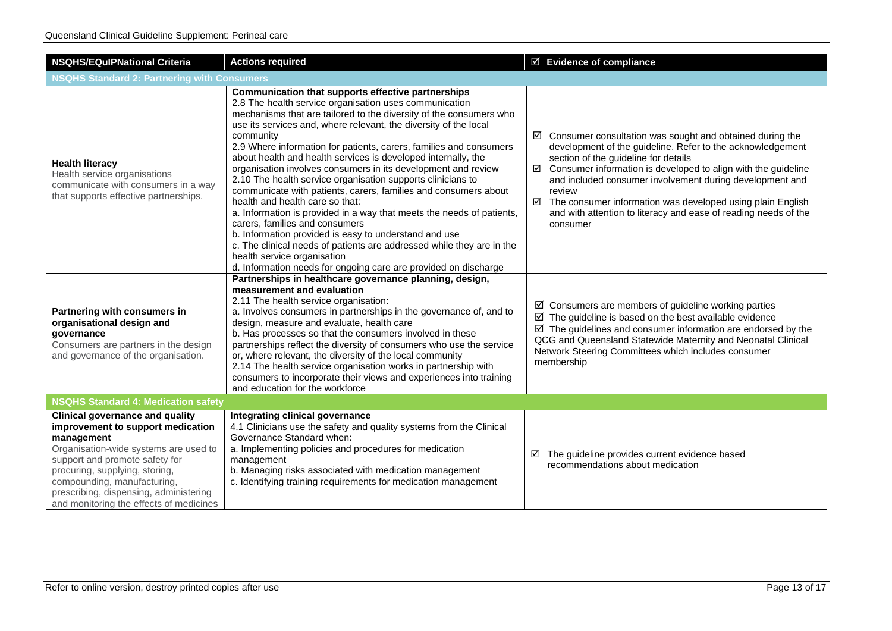| NSQHS/EQuIPNational Criteria | Actions required | ☑ Evidence of compliance |
|---|---|---|
| **NSQHS Standard 2: Partnering with Consumers** | | |
| **Health literacy**<br>Health service organisations communicate with consumers in a way that supports effective partnerships. | **Communication that supports effective partnerships**<br>2.8 The health service organisation uses communication mechanisms that are tailored to the diversity of the consumers who use its services and, where relevant, the diversity of the local community<br>2.9 Where information for patients, carers, families and consumers about health and health services is developed internally, the organisation involves consumers in its development and review<br>2.10 The health service organisation supports clinicians to communicate with patients, carers, families and consumers about health and health care so that:<br>a. Information is provided in a way that meets the needs of patients, carers, families and consumers<br>b. Information provided is easy to understand and use<br>c. The clinical needs of patients are addressed while they are in the health service organisation<br>d. Information needs for ongoing care are provided on discharge | ☑ Consumer consultation was sought and obtained during the development of the guideline. Refer to the acknowledgement section of the guideline for details<br>☑ Consumer information is developed to align with the guideline and included consumer involvement during development and review<br>☑ The consumer information was developed using plain English and with attention to literacy and ease of reading needs of the consumer |
| **Partnering with consumers in organisational design and governance**<br>Consumers are partners in the design and governance of the organisation. | **Partnerships in healthcare governance planning, design, measurement and evaluation**<br>2.11 The health service organisation:<br>a. Involves consumers in partnerships in the governance of, and to design, measure and evaluate, health care<br>b. Has processes so that the consumers involved in these partnerships reflect the diversity of consumers who use the service or, where relevant, the diversity of the local community<br>2.14 The health service organisation works in partnership with consumers to incorporate their views and experiences into training and education for the workforce | ☑ Consumers are members of guideline working parties<br>☑ The guideline is based on the best available evidence<br>☑ The guidelines and consumer information are endorsed by the QCG and Queensland Statewide Maternity and Neonatal Clinical Network Steering Committees which includes consumer membership |
| **NSQHS Standard 4: Medication safety** | | |
| **Clinical governance and quality improvement to support medication management**<br>Organisation-wide systems are used to support and promote safety for procuring, supplying, storing, compounding, manufacturing, prescribing, dispensing, administering and monitoring the effects of medicines | **Integrating clinical governance**<br>4.1 Clinicians use the safety and quality systems from the Clinical Governance Standard when:<br>a. Implementing policies and procedures for medication management<br>b. Managing risks associated with medication management<br>c. Identifying training requirements for medication management | ☑ The guideline provides current evidence based recommendations about medication |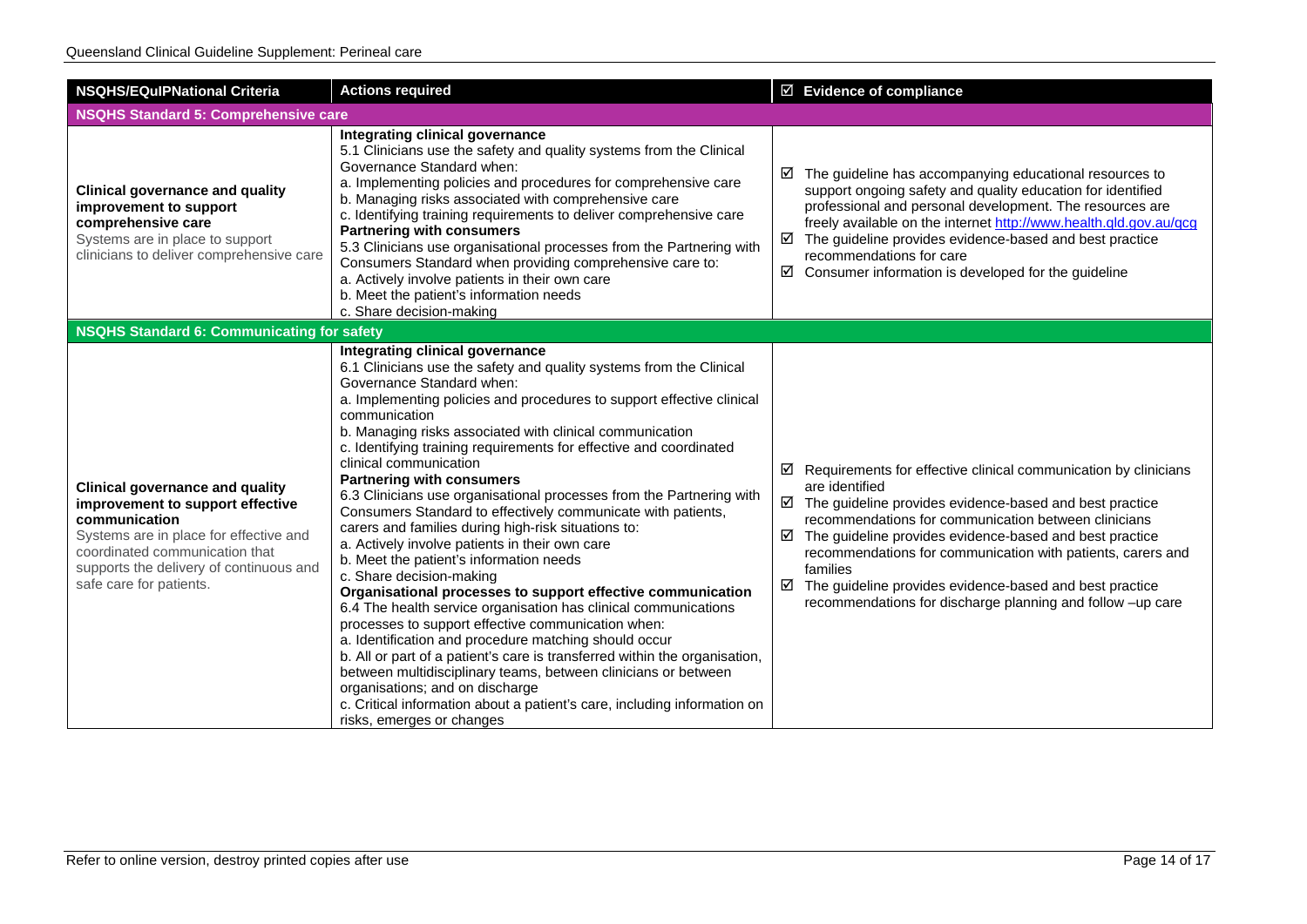| NSQHS/EQuIPNational Criteria | Actions required | ☑ Evidence of compliance |
|---|---|---|
| **NSQHS Standard 5: Comprehensive care** | | |
| **Clinical governance and quality improvement to support comprehensive care**<br>Systems are in place to support clinicians to deliver comprehensive care | **Integrating clinical governance**<br>5.1 Clinicians use the safety and quality systems from the Clinical Governance Standard when:<br>a. Implementing policies and procedures for comprehensive care<br>b. Managing risks associated with comprehensive care<br>c. Identifying training requirements to deliver comprehensive care<br>**Partnering with consumers**<br>5.3 Clinicians use organisational processes from the Partnering with Consumers Standard when providing comprehensive care to:<br>a. Actively involve patients in their own care<br>b. Meet the patient's information needs<br>c. Share decision-making | ☑ The guideline has accompanying educational resources to support ongoing safety and quality education for identified professional and personal development. The resources are freely available on the internet [http://www.health.qld.gov.au/qcg](http://www.health.qld.gov.au/qcg)<br>☑ The guideline provides evidence-based and best practice recommendations for care<br>☑ Consumer information is developed for the guideline |
| **NSQHS Standard 6: Communicating for safety** | | |
| **Clinical governance and quality improvement to support effective communication**<br>Systems are in place for effective and coordinated communication that supports the delivery of continuous and safe care for patients. | **Integrating clinical governance**<br>6.1 Clinicians use the safety and quality systems from the Clinical Governance Standard when:<br>a. Implementing policies and procedures to support effective clinical communication<br>b. Managing risks associated with clinical communication<br>c. Identifying training requirements for effective and coordinated clinical communication<br>**Partnering with consumers**<br>6.3 Clinicians use organisational processes from the Partnering with Consumers Standard to effectively communicate with patients, carers and families during high-risk situations to:<br>a. Actively involve patients in their own care<br>b. Meet the patient's information needs<br>c. Share decision-making<br>**Organisational processes to support effective communication**<br>6.4 The health service organisation has clinical communications processes to support effective communication when:<br>a. Identification and procedure matching should occur<br>b. All or part of a patient's care is transferred within the organisation, between multidisciplinary teams, between clinicians or between organisations; and on discharge<br>c. Critical information about a patient's care, including information on risks, emerges or changes | ☑ Requirements for effective clinical communication by clinicians are identified<br>☑ The guideline provides evidence-based and best practice recommendations for communication between clinicians<br>☑ The guideline provides evidence-based and best practice recommendations for communication with patients, carers and families<br>☑ The guideline provides evidence-based and best practice recommendations for discharge planning and follow –up care |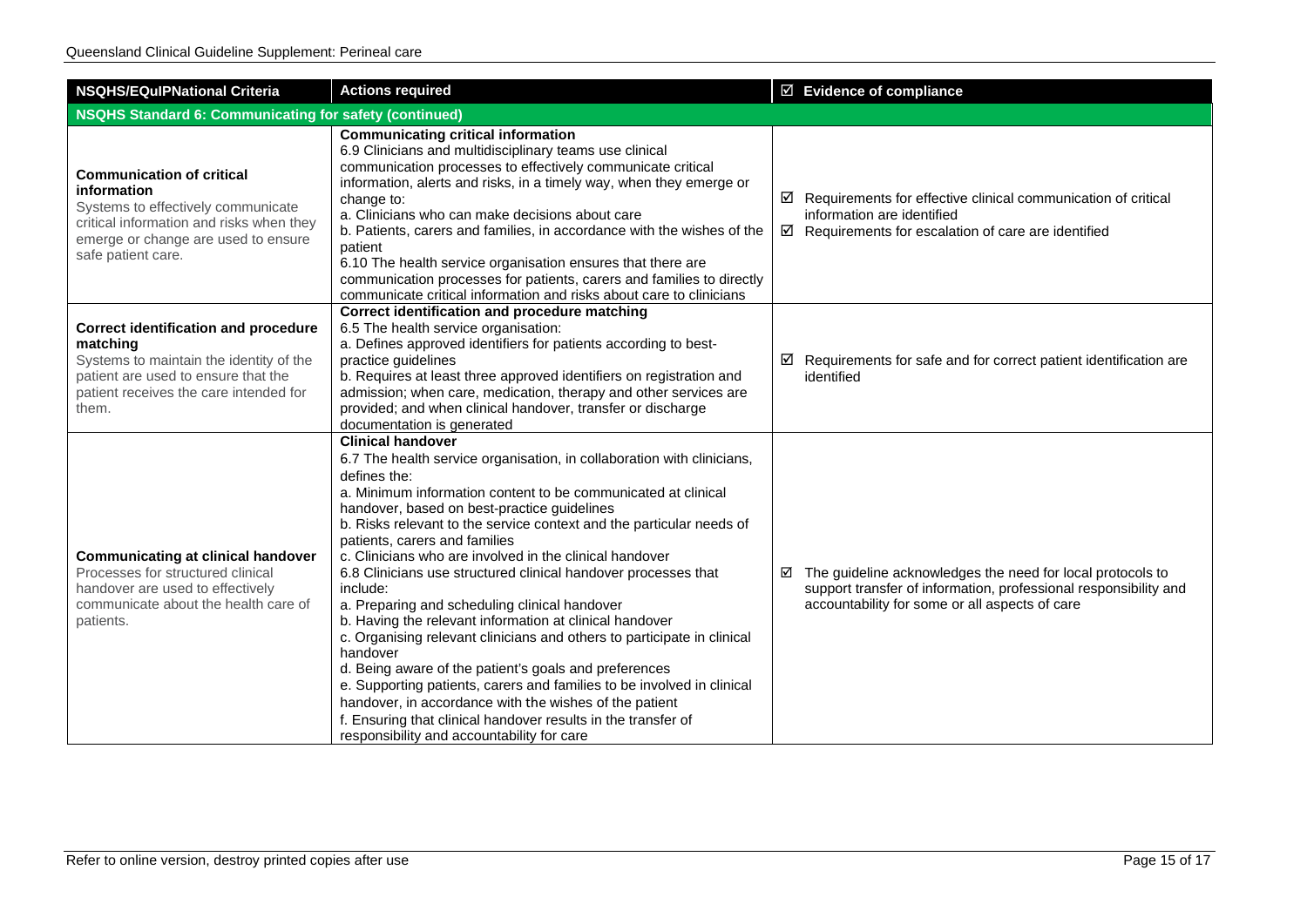| NSQHS/EQuIPNational Criteria | Actions required | ☑ Evidence of compliance |
|---|---|---|
| **NSQHS Standard 6: Communicating for safety (continued)** | | |
| **Communication of critical information**<br>Systems to effectively communicate critical information and risks when they emerge or change are used to ensure safe patient care. | **Communicating critical information**<br>6.9 Clinicians and multidisciplinary teams use clinical communication processes to effectively communicate critical information, alerts and risks, in a timely way, when they emerge or change to:<br>a. Clinicians who can make decisions about care<br>b. Patients, carers and families, in accordance with the wishes of the patient<br>6.10 The health service organisation ensures that there are communication processes for patients, carers and families to directly communicate critical information and risks about care to clinicians | ☑ Requirements for effective clinical communication of critical information are identified<br>☑ Requirements for escalation of care are identified |
| **Correct identification and procedure matching**<br>Systems to maintain the identity of the patient are used to ensure that the patient receives the care intended for them. | **Correct identification and procedure matching**<br>6.5 The health service organisation:<br>a. Defines approved identifiers for patients according to best-practice guidelines<br>b. Requires at least three approved identifiers on registration and admission; when care, medication, therapy and other services are provided; and when clinical handover, transfer or discharge documentation is generated | ☑ Requirements for safe and for correct patient identification are identified |
| **Communicating at clinical handover**<br>Processes for structured clinical handover are used to effectively communicate about the health care of patients. | **Clinical handover**<br>6.7 The health service organisation, in collaboration with clinicians, defines the:<br>a. Minimum information content to be communicated at clinical handover, based on best-practice guidelines<br>b. Risks relevant to the service context and the particular needs of patients, carers and families<br>c. Clinicians who are involved in the clinical handover<br>6.8 Clinicians use structured clinical handover processes that include:<br>a. Preparing and scheduling clinical handover<br>b. Having the relevant information at clinical handover<br>c. Organising relevant clinicians and others to participate in clinical handover<br>d. Being aware of the patient's goals and preferences<br>e. Supporting patients, carers and families to be involved in clinical handover, in accordance with the wishes of the patient<br>f. Ensuring that clinical handover results in the transfer of responsibility and accountability for care | ☑ The guideline acknowledges the need for local protocols to support transfer of information, professional responsibility and accountability for some or all aspects of care |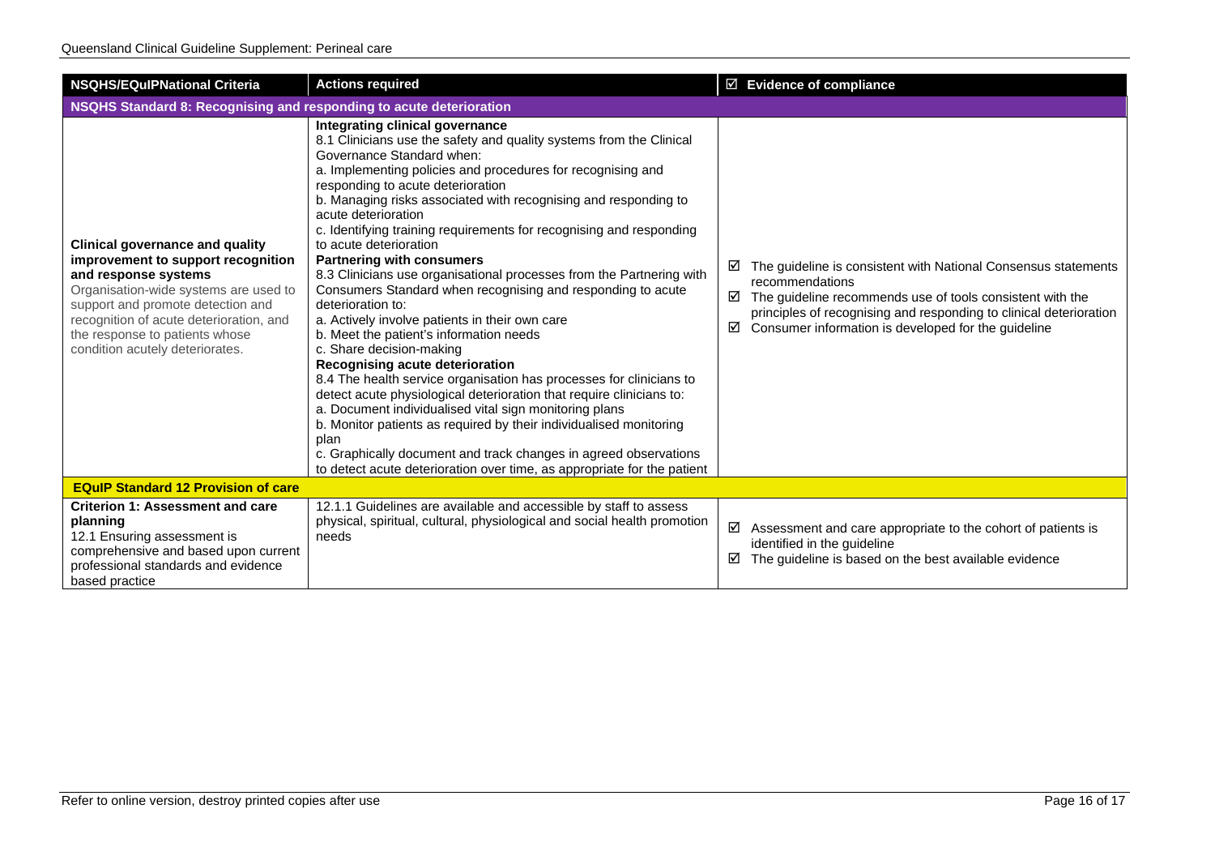| NSQHS/EQuIPNational Criteria | Actions required | ☑ Evidence of compliance |
|---|---|---|
| **NSQHS Standard 8: Recognising and responding to acute deterioration** | | |
| **Clinical governance and quality improvement to support recognition and response systems**<br>Organisation-wide systems are used to support and promote detection and recognition of acute deterioration, and the response to patients whose condition acutely deteriorates. | **Integrating clinical governance**<br>8.1 Clinicians use the safety and quality systems from the Clinical Governance Standard when:<br>a. Implementing policies and procedures for recognising and responding to acute deterioration<br>b. Managing risks associated with recognising and responding to acute deterioration<br>c. Identifying training requirements for recognising and responding to acute deterioration<br>**Partnering with consumers**<br>8.3 Clinicians use organisational processes from the Partnering with Consumers Standard when recognising and responding to acute deterioration to:<br>a. Actively involve patients in their own care<br>b. Meet the patient's information needs<br>c. Share decision-making<br>**Recognising acute deterioration**<br>8.4 The health service organisation has processes for clinicians to detect acute physiological deterioration that require clinicians to:<br>a. Document individualised vital sign monitoring plans<br>b. Monitor patients as required by their individualised monitoring plan<br>c. Graphically document and track changes in agreed observations to detect acute deterioration over time, as appropriate for the patient | ☑ The guideline is consistent with National Consensus statements recommendations<br>☑ The guideline recommends use of tools consistent with the principles of recognising and responding to clinical deterioration<br>☑ Consumer information is developed for the guideline |
| **EQuIP Standard 12 Provision of care** | | |
| **Criterion 1: Assessment and care planning**<br>12.1 Ensuring assessment is comprehensive and based upon current professional standards and evidence based practice | 12.1.1 Guidelines are available and accessible by staff to assess physical, spiritual, cultural, physiological and social health promotion needs | ☑ Assessment and care appropriate to the cohort of patients is identified in the guideline<br>☑ The guideline is based on the best available evidence |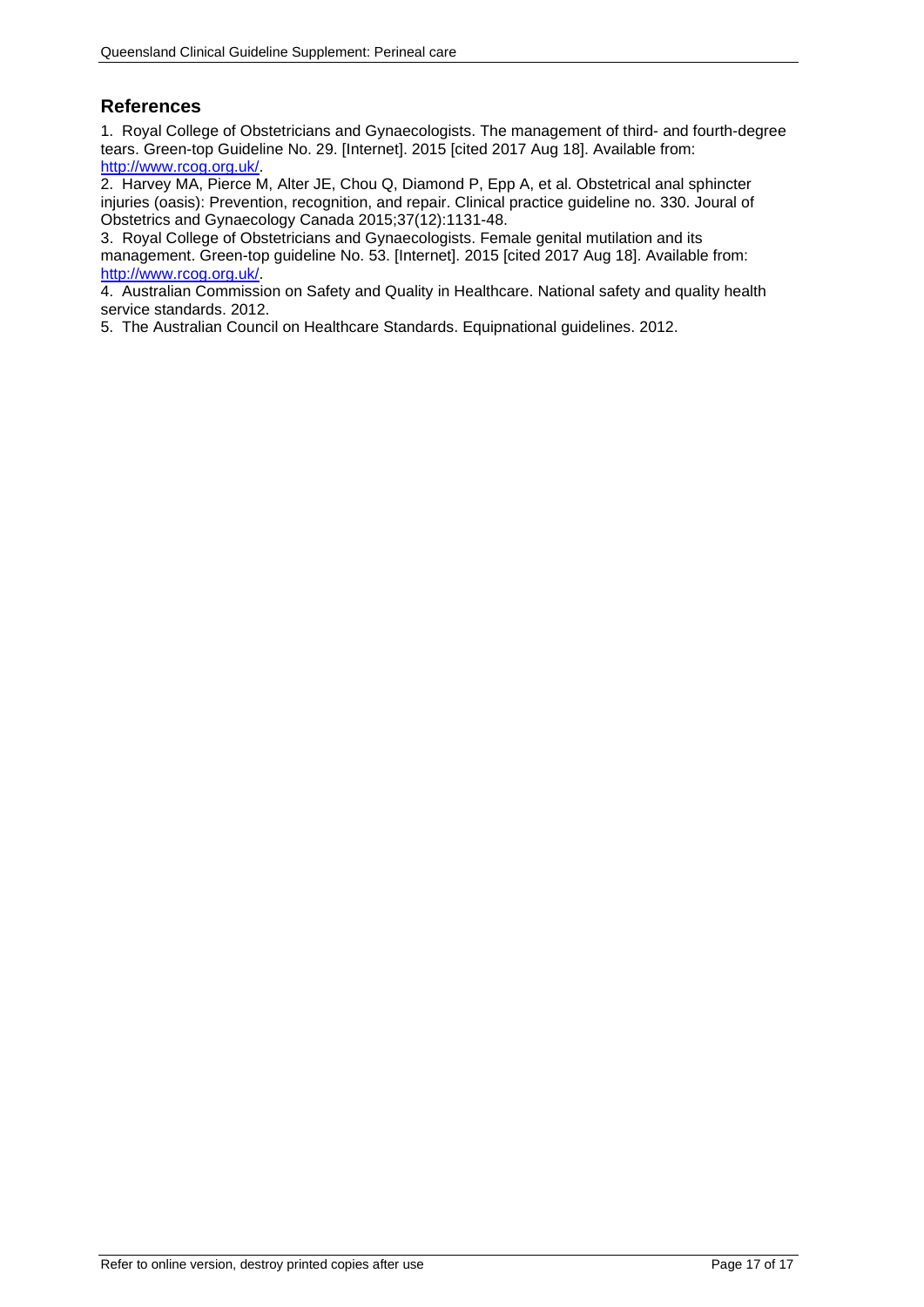## References

1. Royal College of Obstetricians and Gynaecologists. The management of third- and fourth-degree tears. Green-top Guideline No. 29. [Internet]. 2015 [cited 2017 Aug 18]. Available from: http://www.rcog.org.uk/.
2. Harvey MA, Pierce M, Alter JE, Chou Q, Diamond P, Epp A, et al. Obstetrical anal sphincter injuries (oasis): Prevention, recognition, and repair. Clinical practice guideline no. 330. Joural of Obstetrics and Gynaecology Canada 2015;37(12):1131-48.
3. Royal College of Obstetricians and Gynaecologists. Female genital mutilation and its management. Green-top guideline No. 53. [Internet]. 2015 [cited 2017 Aug 18]. Available from: http://www.rcog.org.uk/.
4. Australian Commission on Safety and Quality in Healthcare. National safety and quality health service standards. 2012.
5. The Australian Council on Healthcare Standards. Equipnational guidelines. 2012.